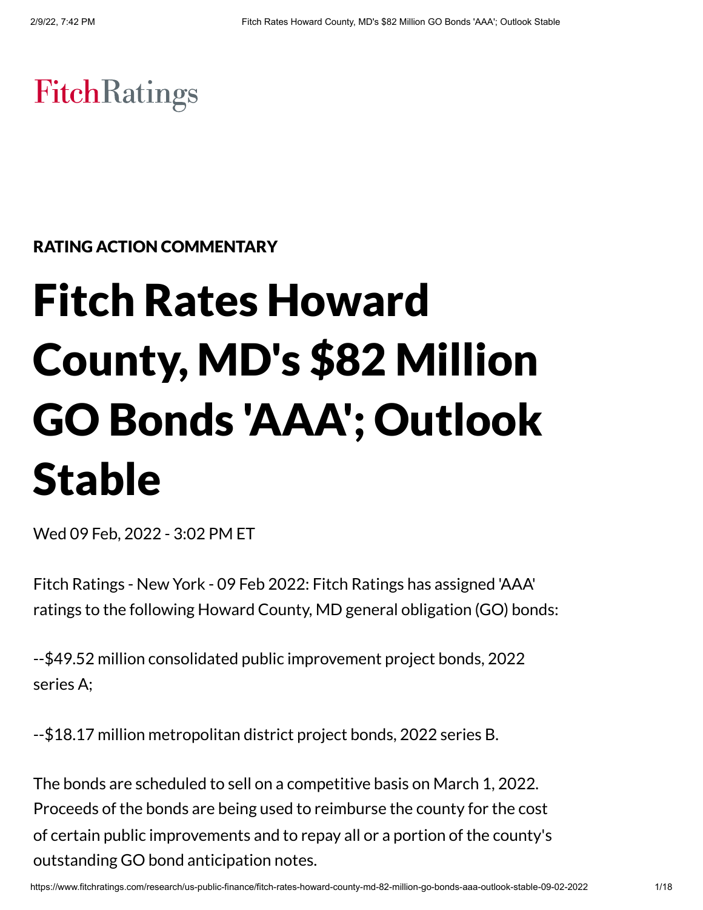FitchRatings

RATING ACTION COMMENTARY

# Fitch Rates Howard County, MD's $82 Million GO Bonds 'AAA'; Outlook Stable

Wed 09 Feb, 2022 - 3:02 PM ET

Fitch Ratings - New York - 09 Feb 2022: Fitch Ratings has assigned 'AAA' ratings to the following Howard County, MD general obligation (GO) bonds:

--$49.52 million consolidated public improvement project bonds, 2022 series A;

--$18.17 million metropolitan district project bonds, 2022 series B.

The bonds are scheduled to sell on a competitive basis on March 1, 2022. Proceeds of the bonds are being used to reimburse the county for the cost of certain public improvements and to repay all or a portion of the county's outstanding GO bond anticipation notes.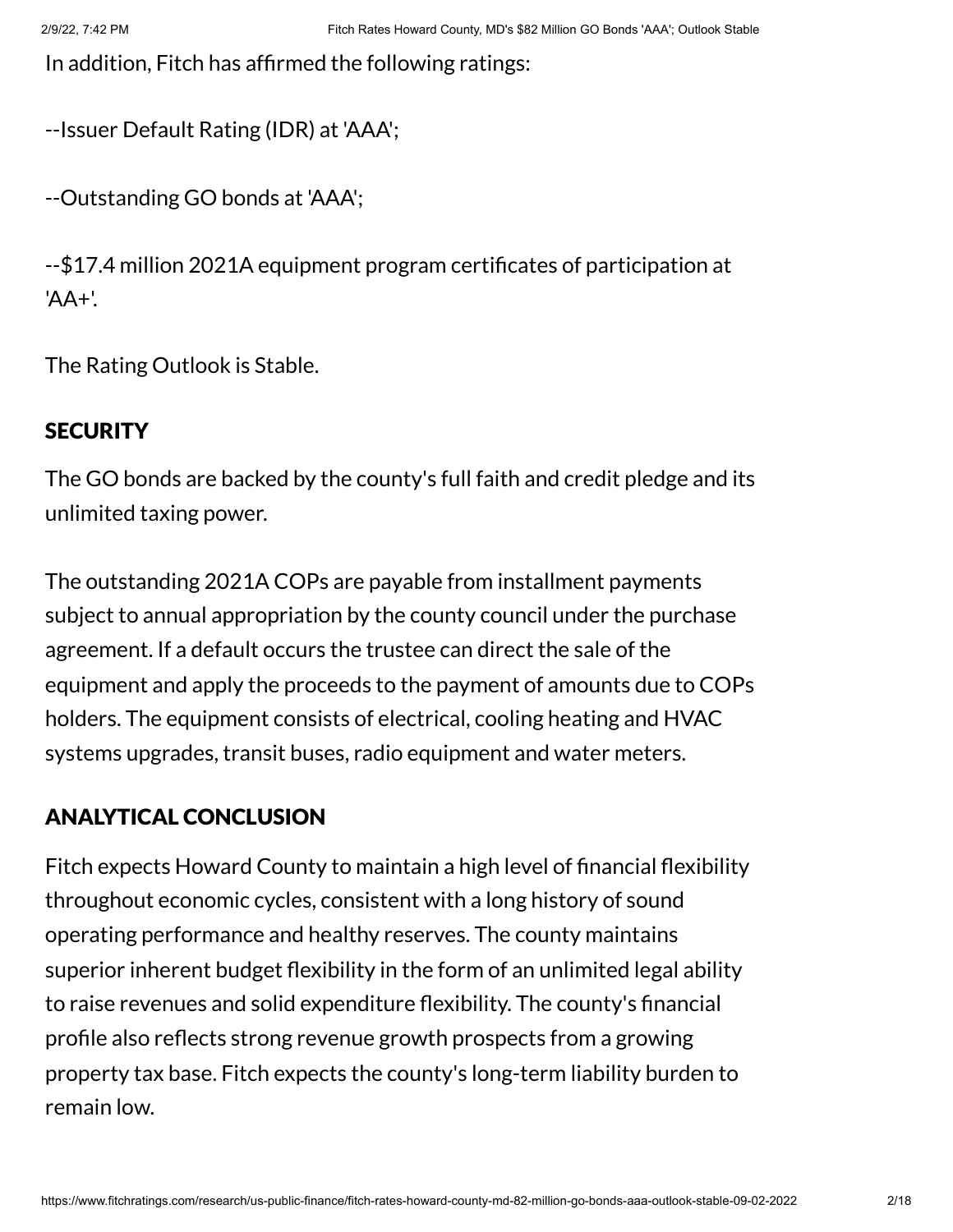In addition, Fitch has affirmed the following ratings:

--Issuer Default Rating (IDR) at 'AAA';

--Outstanding GO bonds at 'AAA';

--$17.4 million 2021A equipment program certificates of participation at 'AA+'.

The Rating Outlook is Stable.

## SECURITY

The GO bonds are backed by the county's full faith and credit pledge and its unlimited taxing power.

The outstanding 2021A COPs are payable from installment payments subject to annual appropriation by the county council under the purchase agreement. If a default occurs the trustee can direct the sale of the equipment and apply the proceeds to the payment of amounts due to COPs holders. The equipment consists of electrical, cooling heating and HVAC systems upgrades, transit buses, radio equipment and water meters.

## ANALYTICAL CONCLUSION

Fitch expects Howard County to maintain a high level of financial flexibility throughout economic cycles, consistent with a long history of sound operating performance and healthy reserves. The county maintains superior inherent budget flexibility in the form of an unlimited legal ability to raise revenues and solid expenditure flexibility. The county's financial profile also reflects strong revenue growth prospects from a growing property tax base. Fitch expects the county's long-term liability burden to remain low.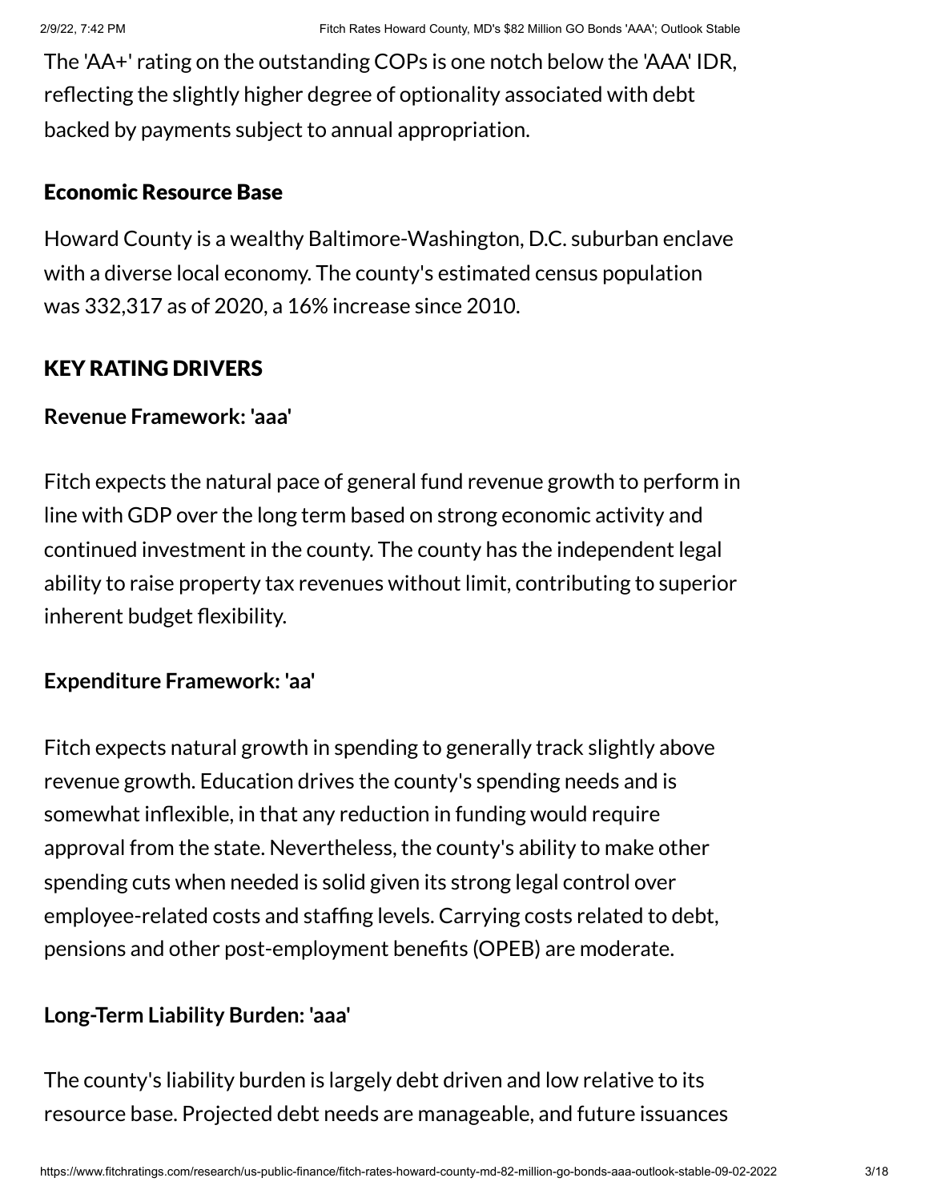The 'AA+' rating on the outstanding COPs is one notch below the 'AAA' IDR, reflecting the slightly higher degree of optionality associated with debt backed by payments subject to annual appropriation.

### Economic Resource Base

Howard County is a wealthy Baltimore-Washington, D.C. suburban enclave with a diverse local economy. The county's estimated census population was 332,317 as of 2020, a 16% increase since 2010.

### KEY RATING DRIVERS

**Revenue Framework: 'aaa'**

Fitch expects the natural pace of general fund revenue growth to perform in line with GDP over the long term based on strong economic activity and continued investment in the county. The county has the independent legal ability to raise property tax revenues without limit, contributing to superior inherent budget flexibility.

**Expenditure Framework: 'aa'**

Fitch expects natural growth in spending to generally track slightly above revenue growth. Education drives the county's spending needs and is somewhat inflexible, in that any reduction in funding would require approval from the state. Nevertheless, the county's ability to make other spending cuts when needed is solid given its strong legal control over employee-related costs and staffing levels. Carrying costs related to debt, pensions and other post-employment benefits (OPEB) are moderate.

**Long-Term Liability Burden: 'aaa'**

The county's liability burden is largely debt driven and low relative to its resource base. Projected debt needs are manageable, and future issuances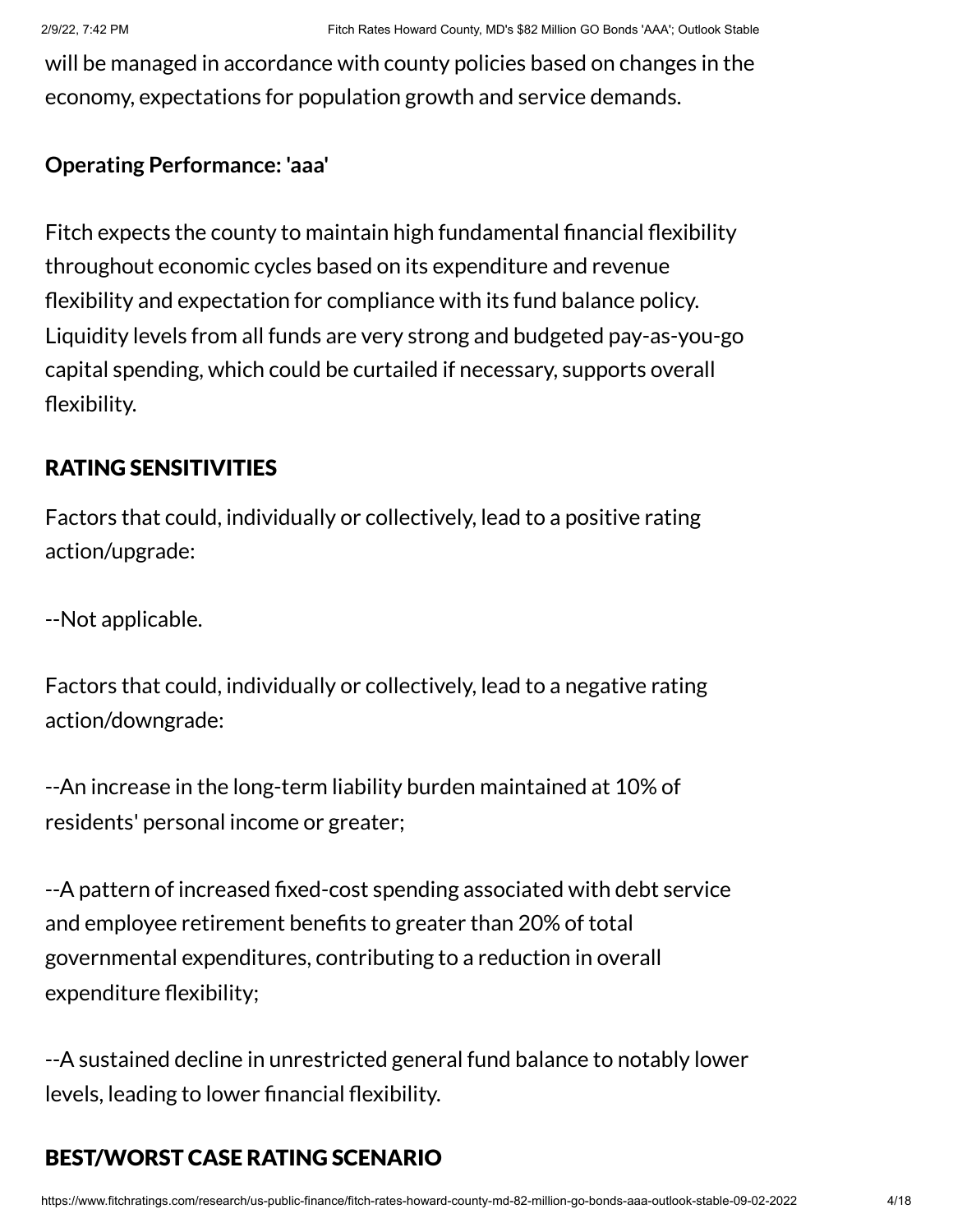will be managed in accordance with county policies based on changes in the economy, expectations for population growth and service demands.

**Operating Performance: 'aaa'**

Fitch expects the county to maintain high fundamental financial flexibility throughout economic cycles based on its expenditure and revenue flexibility and expectation for compliance with its fund balance policy. Liquidity levels from all funds are very strong and budgeted pay-as-you-go capital spending, which could be curtailed if necessary, supports overall flexibility.

## RATING SENSITIVITIES

Factors that could, individually or collectively, lead to a positive rating action/upgrade:

--Not applicable.

Factors that could, individually or collectively, lead to a negative rating action/downgrade:

--An increase in the long-term liability burden maintained at 10% of residents' personal income or greater;

--A pattern of increased fixed-cost spending associated with debt service and employee retirement benefits to greater than 20% of total governmental expenditures, contributing to a reduction in overall expenditure flexibility;

--A sustained decline in unrestricted general fund balance to notably lower levels, leading to lower financial flexibility.

## BEST/WORST CASE RATING SCENARIO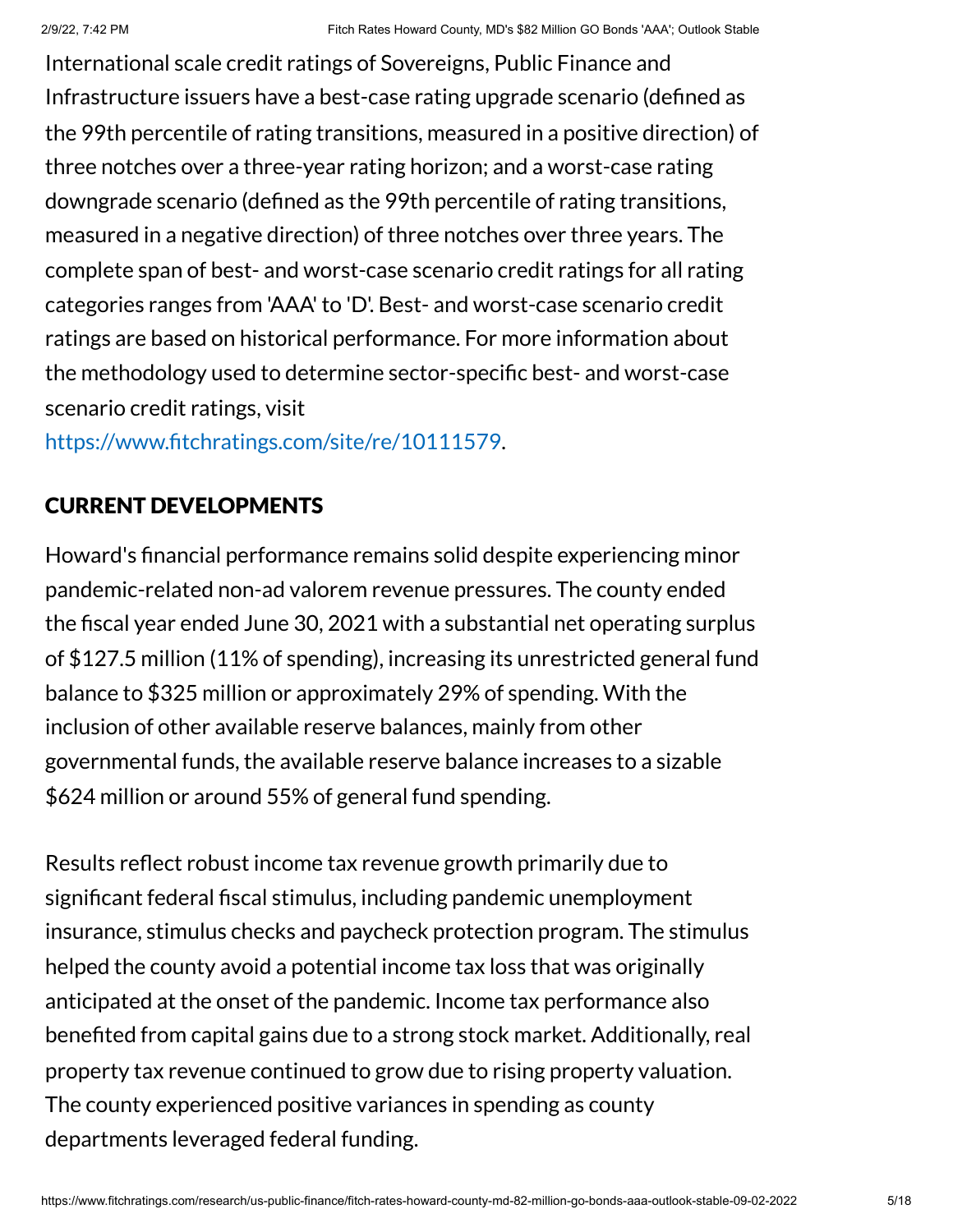International scale credit ratings of Sovereigns, Public Finance and Infrastructure issuers have a best-case rating upgrade scenario (defined as the 99th percentile of rating transitions, measured in a positive direction) of three notches over a three-year rating horizon; and a worst-case rating downgrade scenario (defined as the 99th percentile of rating transitions, measured in a negative direction) of three notches over three years. The complete span of best- and worst-case scenario credit ratings for all rating categories ranges from 'AAA' to 'D'. Best- and worst-case scenario credit ratings are based on historical performance. For more information about the methodology used to determine sector-specific best- and worst-case scenario credit ratings, visit https://www.fitchratings.com/site/re/10111579.

## CURRENT DEVELOPMENTS

Howard's financial performance remains solid despite experiencing minor pandemic-related non-ad valorem revenue pressures. The county ended the fiscal year ended June 30, 2021 with a substantial net operating surplus of $127.5 million (11% of spending), increasing its unrestricted general fund balance to $325 million or approximately 29% of spending. With the inclusion of other available reserve balances, mainly from other governmental funds, the available reserve balance increases to a sizable $624 million or around 55% of general fund spending.

Results reflect robust income tax revenue growth primarily due to significant federal fiscal stimulus, including pandemic unemployment insurance, stimulus checks and paycheck protection program. The stimulus helped the county avoid a potential income tax loss that was originally anticipated at the onset of the pandemic. Income tax performance also benefited from capital gains due to a strong stock market. Additionally, real property tax revenue continued to grow due to rising property valuation. The county experienced positive variances in spending as county departments leveraged federal funding.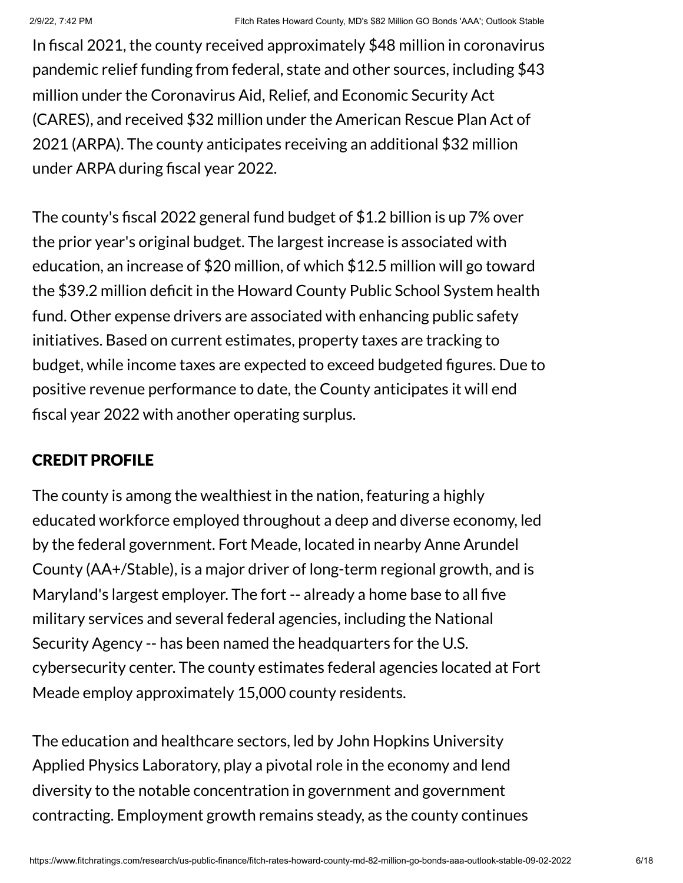In fiscal 2021, the county received approximately $48 million in coronavirus pandemic relief funding from federal, state and other sources, including $43 million under the Coronavirus Aid, Relief, and Economic Security Act (CARES), and received $32 million under the American Rescue Plan Act of 2021 (ARPA). The county anticipates receiving an additional $32 million under ARPA during fiscal year 2022.

The county's fiscal 2022 general fund budget of $1.2 billion is up 7% over the prior year's original budget. The largest increase is associated with education, an increase of $20 million, of which $12.5 million will go toward the $39.2 million deficit in the Howard County Public School System health fund. Other expense drivers are associated with enhancing public safety initiatives. Based on current estimates, property taxes are tracking to budget, while income taxes are expected to exceed budgeted figures. Due to positive revenue performance to date, the County anticipates it will end fiscal year 2022 with another operating surplus.

## CREDIT PROFILE

The county is among the wealthiest in the nation, featuring a highly educated workforce employed throughout a deep and diverse economy, led by the federal government. Fort Meade, located in nearby Anne Arundel County (AA+/Stable), is a major driver of long-term regional growth, and is Maryland's largest employer. The fort -- already a home base to all five military services and several federal agencies, including the National Security Agency -- has been named the headquarters for the U.S. cybersecurity center. The county estimates federal agencies located at Fort Meade employ approximately 15,000 county residents.

The education and healthcare sectors, led by John Hopkins University Applied Physics Laboratory, play a pivotal role in the economy and lend diversity to the notable concentration in government and government contracting. Employment growth remains steady, as the county continues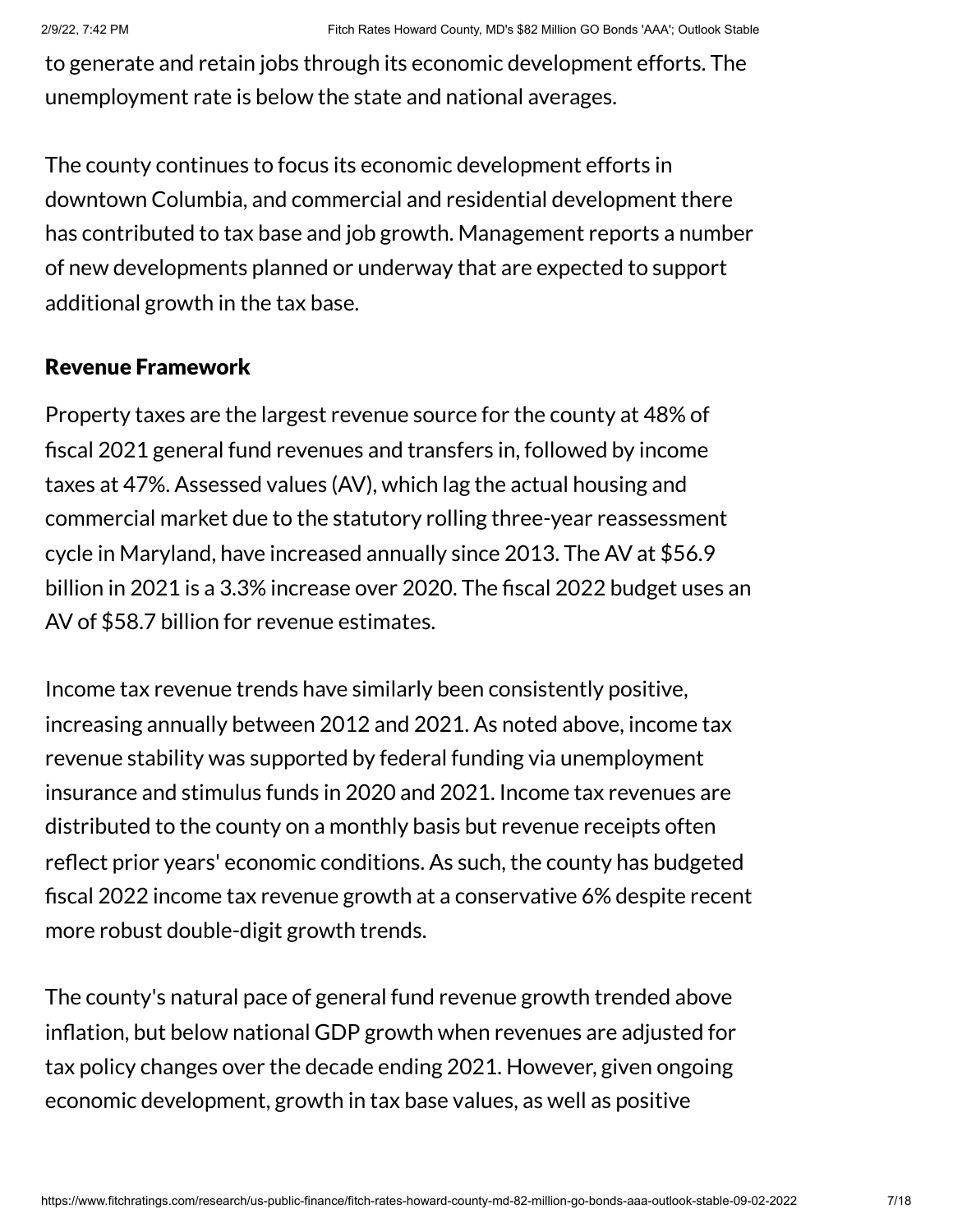to generate and retain jobs through its economic development efforts. The unemployment rate is below the state and national averages.

The county continues to focus its economic development efforts in downtown Columbia, and commercial and residential development there has contributed to tax base and job growth. Management reports a number of new developments planned or underway that are expected to support additional growth in the tax base.

### Revenue Framework

Property taxes are the largest revenue source for the county at 48% of fiscal 2021 general fund revenues and transfers in, followed by income taxes at 47%. Assessed values (AV), which lag the actual housing and commercial market due to the statutory rolling three-year reassessment cycle in Maryland, have increased annually since 2013. The AV at $56.9 billion in 2021 is a 3.3% increase over 2020. The fiscal 2022 budget uses an AV of $58.7 billion for revenue estimates.

Income tax revenue trends have similarly been consistently positive, increasing annually between 2012 and 2021. As noted above, income tax revenue stability was supported by federal funding via unemployment insurance and stimulus funds in 2020 and 2021. Income tax revenues are distributed to the county on a monthly basis but revenue receipts often reflect prior years' economic conditions. As such, the county has budgeted fiscal 2022 income tax revenue growth at a conservative 6% despite recent more robust double-digit growth trends.

The county's natural pace of general fund revenue growth trended above inflation, but below national GDP growth when revenues are adjusted for tax policy changes over the decade ending 2021. However, given ongoing economic development, growth in tax base values, as well as positive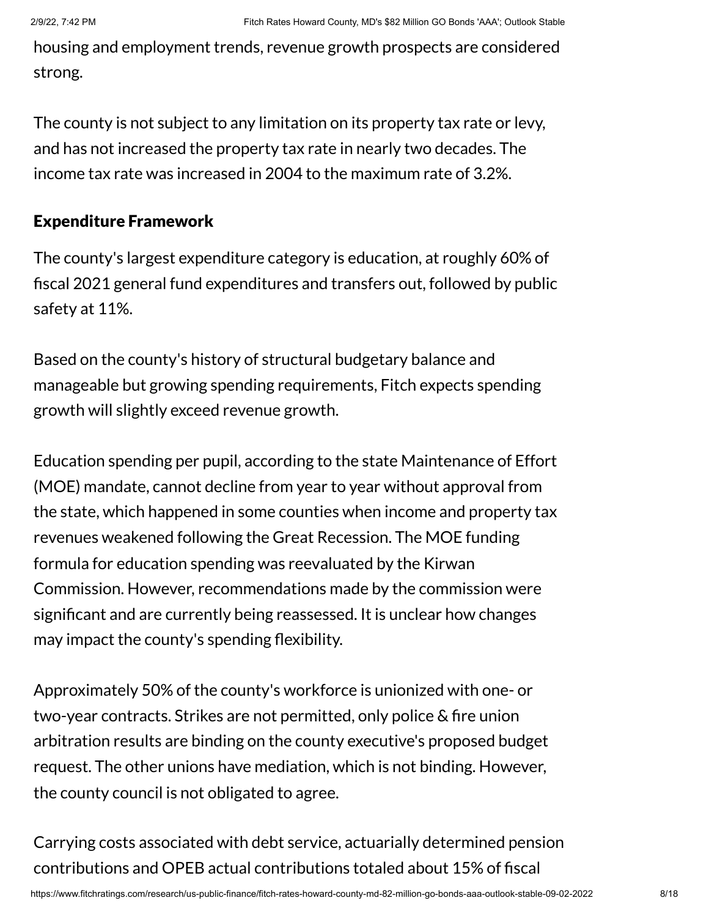housing and employment trends, revenue growth prospects are considered strong.

The county is not subject to any limitation on its property tax rate or levy, and has not increased the property tax rate in nearly two decades. The income tax rate was increased in 2004 to the maximum rate of 3.2%.

### Expenditure Framework

The county's largest expenditure category is education, at roughly 60% of fiscal 2021 general fund expenditures and transfers out, followed by public safety at 11%.

Based on the county's history of structural budgetary balance and manageable but growing spending requirements, Fitch expects spending growth will slightly exceed revenue growth.

Education spending per pupil, according to the state Maintenance of Effort (MOE) mandate, cannot decline from year to year without approval from the state, which happened in some counties when income and property tax revenues weakened following the Great Recession. The MOE funding formula for education spending was reevaluated by the Kirwan Commission. However, recommendations made by the commission were significant and are currently being reassessed. It is unclear how changes may impact the county's spending flexibility.

Approximately 50% of the county's workforce is unionized with one- or two-year contracts. Strikes are not permitted, only police & fire union arbitration results are binding on the county executive's proposed budget request. The other unions have mediation, which is not binding. However, the county council is not obligated to agree.

Carrying costs associated with debt service, actuarially determined pension contributions and OPEB actual contributions totaled about 15% of fiscal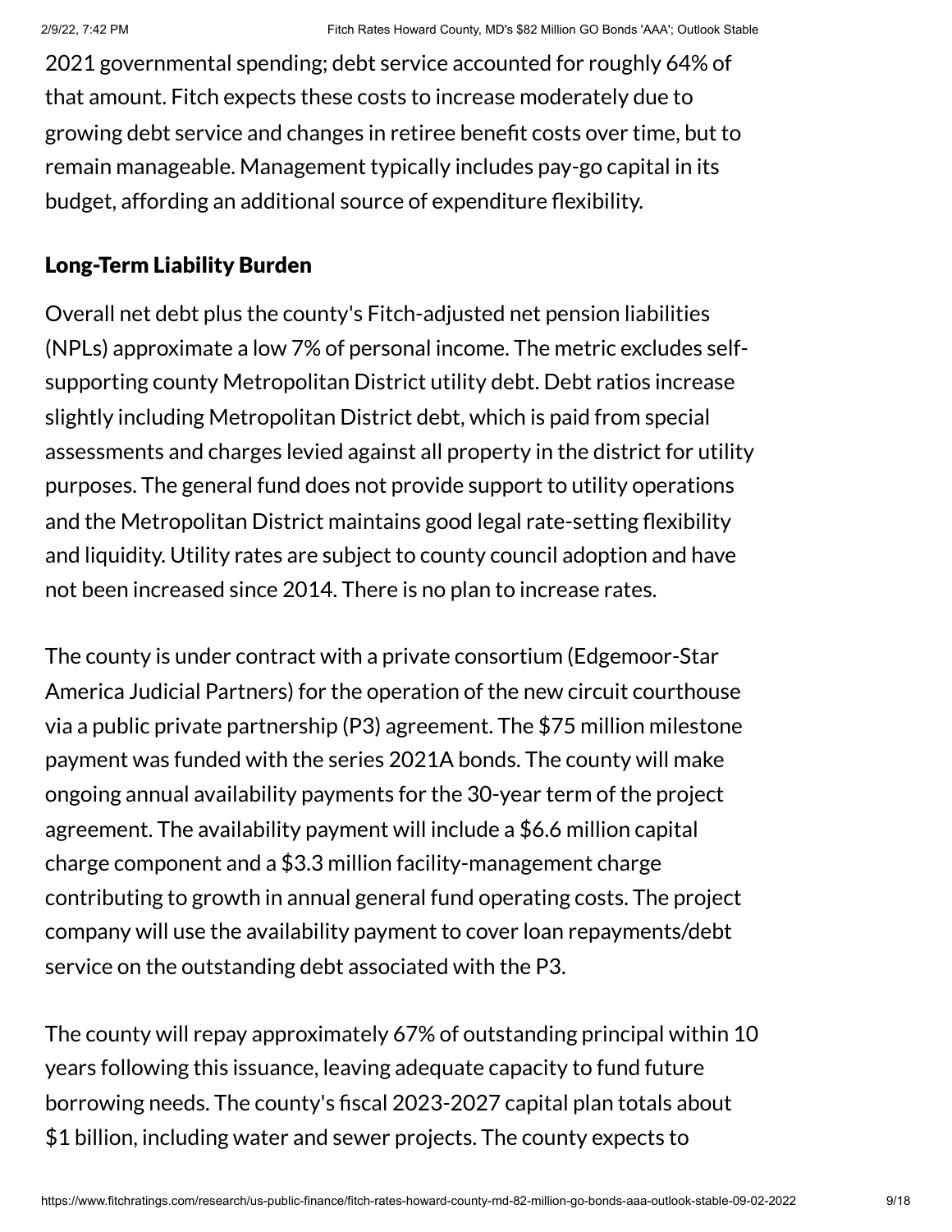2021 governmental spending; debt service accounted for roughly 64% of that amount. Fitch expects these costs to increase moderately due to growing debt service and changes in retiree benefit costs over time, but to remain manageable. Management typically includes pay-go capital in its budget, affording an additional source of expenditure flexibility.

## Long-Term Liability Burden

Overall net debt plus the county's Fitch-adjusted net pension liabilities (NPLs) approximate a low 7% of personal income. The metric excludes self-supporting county Metropolitan District utility debt. Debt ratios increase slightly including Metropolitan District debt, which is paid from special assessments and charges levied against all property in the district for utility purposes. The general fund does not provide support to utility operations and the Metropolitan District maintains good legal rate-setting flexibility and liquidity. Utility rates are subject to county council adoption and have not been increased since 2014. There is no plan to increase rates.

The county is under contract with a private consortium (Edgemoor-Star America Judicial Partners) for the operation of the new circuit courthouse via a public private partnership (P3) agreement. The $75 million milestone payment was funded with the series 2021A bonds. The county will make ongoing annual availability payments for the 30-year term of the project agreement. The availability payment will include a $6.6 million capital charge component and a $3.3 million facility-management charge contributing to growth in annual general fund operating costs. The project company will use the availability payment to cover loan repayments/debt service on the outstanding debt associated with the P3.

The county will repay approximately 67% of outstanding principal within 10 years following this issuance, leaving adequate capacity to fund future borrowing needs. The county's fiscal 2023-2027 capital plan totals about $1 billion, including water and sewer projects. The county expects to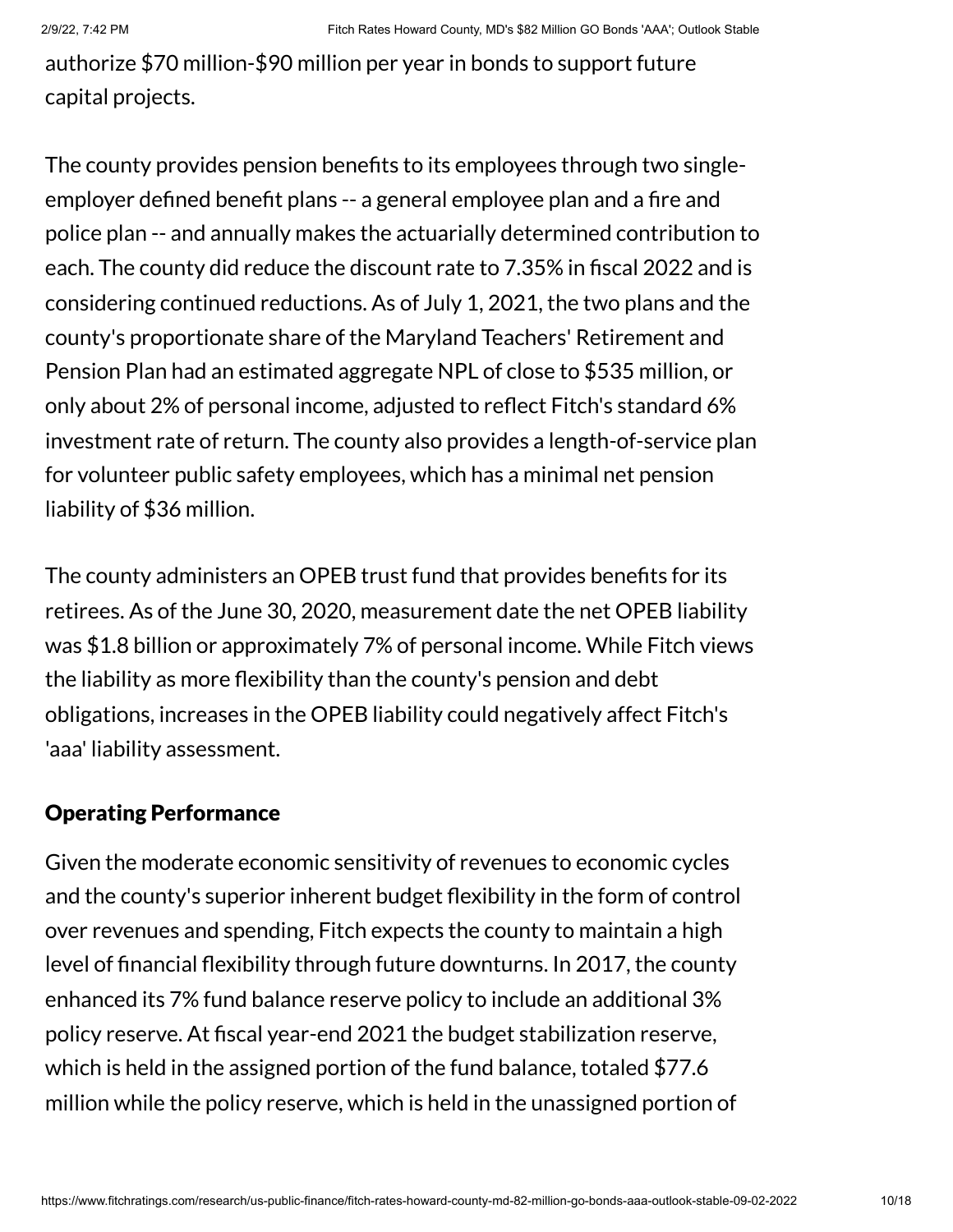authorize \$70 million-\$90 million per year in bonds to support future capital projects.

The county provides pension benefits to its employees through two single-employer defined benefit plans -- a general employee plan and a fire and police plan -- and annually makes the actuarially determined contribution to each. The county did reduce the discount rate to 7.35% in fiscal 2022 and is considering continued reductions. As of July 1, 2021, the two plans and the county's proportionate share of the Maryland Teachers' Retirement and Pension Plan had an estimated aggregate NPL of close to \$535 million, or only about 2% of personal income, adjusted to reflect Fitch's standard 6% investment rate of return. The county also provides a length-of-service plan for volunteer public safety employees, which has a minimal net pension liability of \$36 million.

The county administers an OPEB trust fund that provides benefits for its retirees. As of the June 30, 2020, measurement date the net OPEB liability was \$1.8 billion or approximately 7% of personal income. While Fitch views the liability as more flexibility than the county's pension and debt obligations, increases in the OPEB liability could negatively affect Fitch's 'aaa' liability assessment.

## Operating Performance

Given the moderate economic sensitivity of revenues to economic cycles and the county's superior inherent budget flexibility in the form of control over revenues and spending, Fitch expects the county to maintain a high level of financial flexibility through future downturns. In 2017, the county enhanced its 7% fund balance reserve policy to include an additional 3% policy reserve. At fiscal year-end 2021 the budget stabilization reserve, which is held in the assigned portion of the fund balance, totaled \$77.6 million while the policy reserve, which is held in the unassigned portion of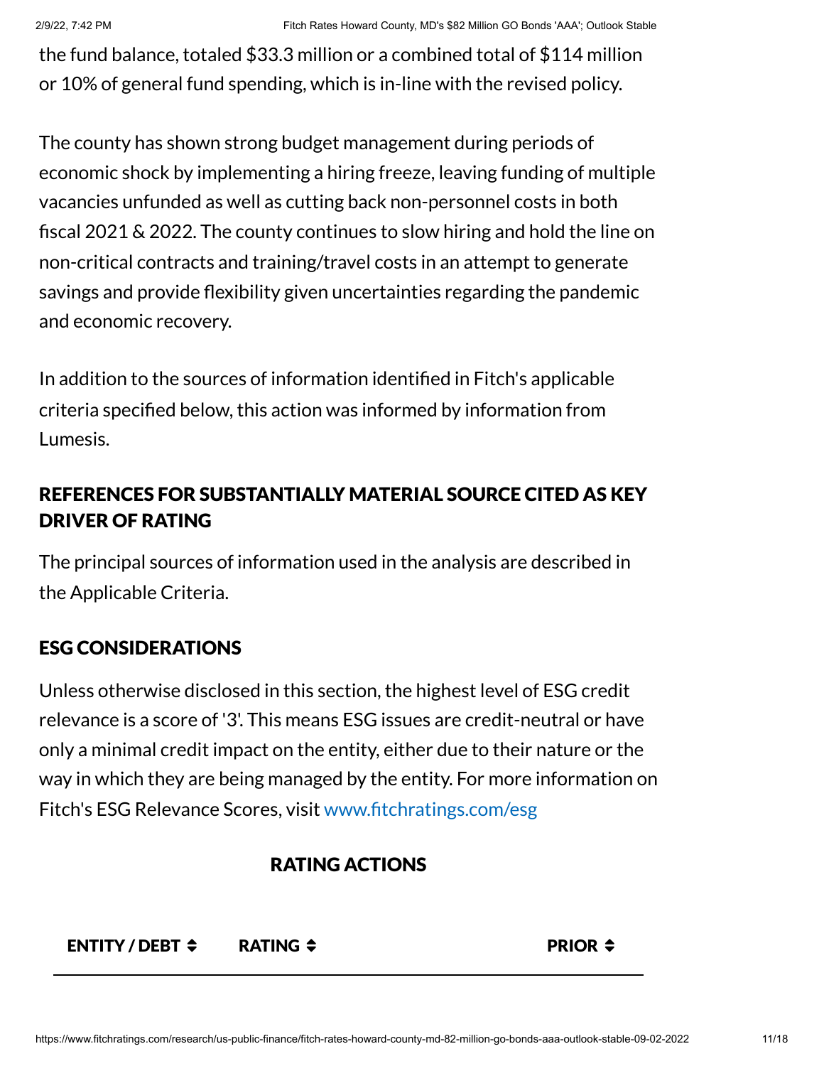the fund balance, totaled $33.3 million or a combined total of $114 million or 10% of general fund spending, which is in-line with the revised policy.

The county has shown strong budget management during periods of economic shock by implementing a hiring freeze, leaving funding of multiple vacancies unfunded as well as cutting back non-personnel costs in both fiscal 2021 & 2022. The county continues to slow hiring and hold the line on non-critical contracts and training/travel costs in an attempt to generate savings and provide flexibility given uncertainties regarding the pandemic and economic recovery.

In addition to the sources of information identified in Fitch's applicable criteria specified below, this action was informed by information from Lumesis.

## REFERENCES FOR SUBSTANTIALLY MATERIAL SOURCE CITED AS KEY DRIVER OF RATING

The principal sources of information used in the analysis are described in the Applicable Criteria.

## ESG CONSIDERATIONS

Unless otherwise disclosed in this section, the highest level of ESG credit relevance is a score of '3'. This means ESG issues are credit-neutral or have only a minimal credit impact on the entity, either due to their nature or the way in which they are being managed by the entity. For more information on Fitch's ESG Relevance Scores, visit www.fitchratings.com/esg

## RATING ACTIONS

| ENTITY / DEBT | RATING | PRIOR |
|---|---|---|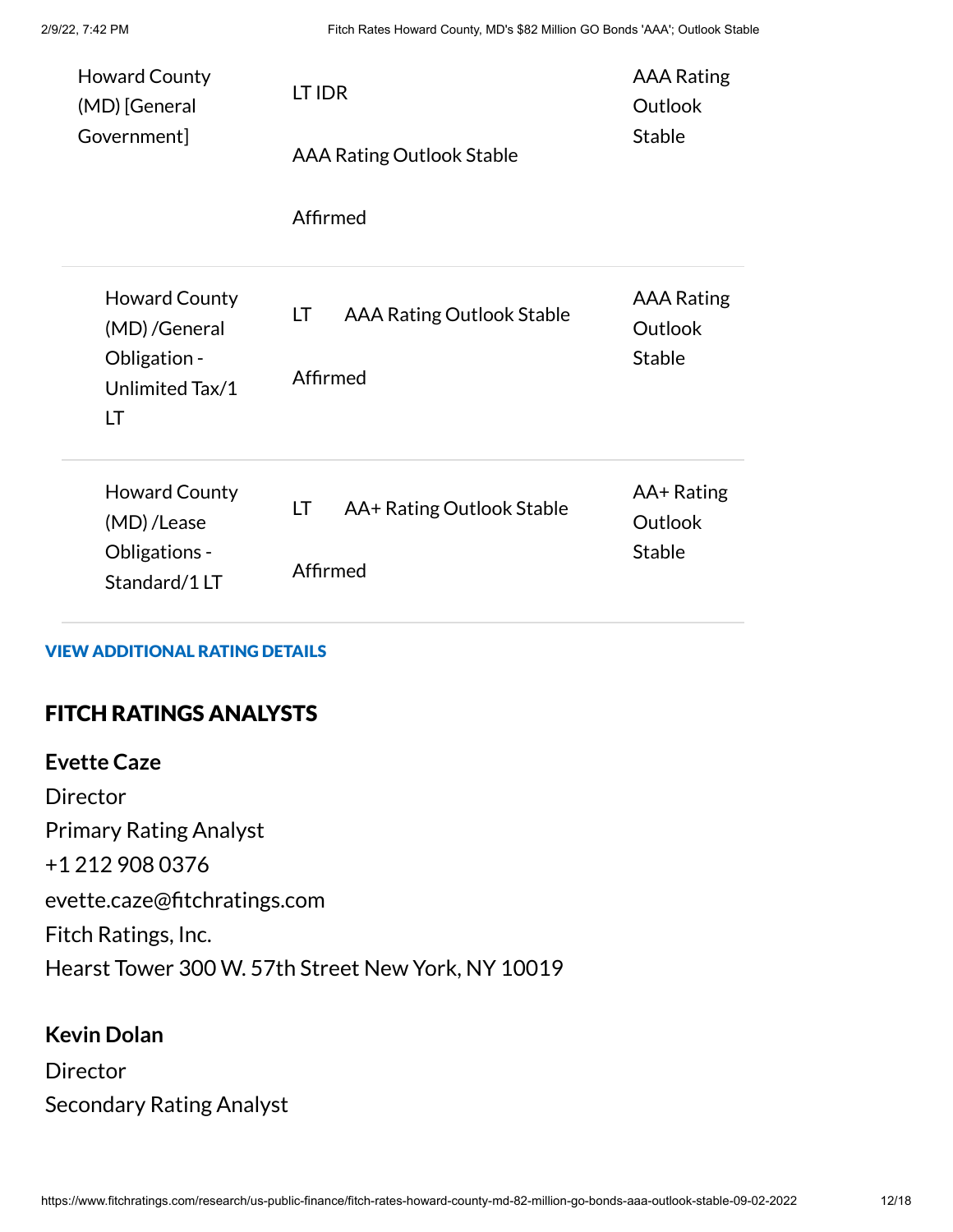| | | |
|---|---|---|
| Howard County (MD) [General Government] | LT IDR AAA Rating Outlook Stable Affirmed | AAA Rating Outlook Stable |
| Howard County (MD) /General Obligation - Unlimited Tax/1 LT | LT AAA Rating Outlook Stable Affirmed | AAA Rating Outlook Stable |
| Howard County (MD) /Lease Obligations - Standard/1 LT | LT AA+ Rating Outlook Stable Affirmed | AA+ Rating Outlook Stable |

**VIEW ADDITIONAL RATING DETAILS**

## FITCH RATINGS ANALYSTS

**Evette Caze**
Director
Primary Rating Analyst
+1 212 908 0376
evette.caze@fitchratings.com
Fitch Ratings, Inc.
Hearst Tower 300 W. 57th Street New York, NY 10019

**Kevin Dolan**
Director
Secondary Rating Analyst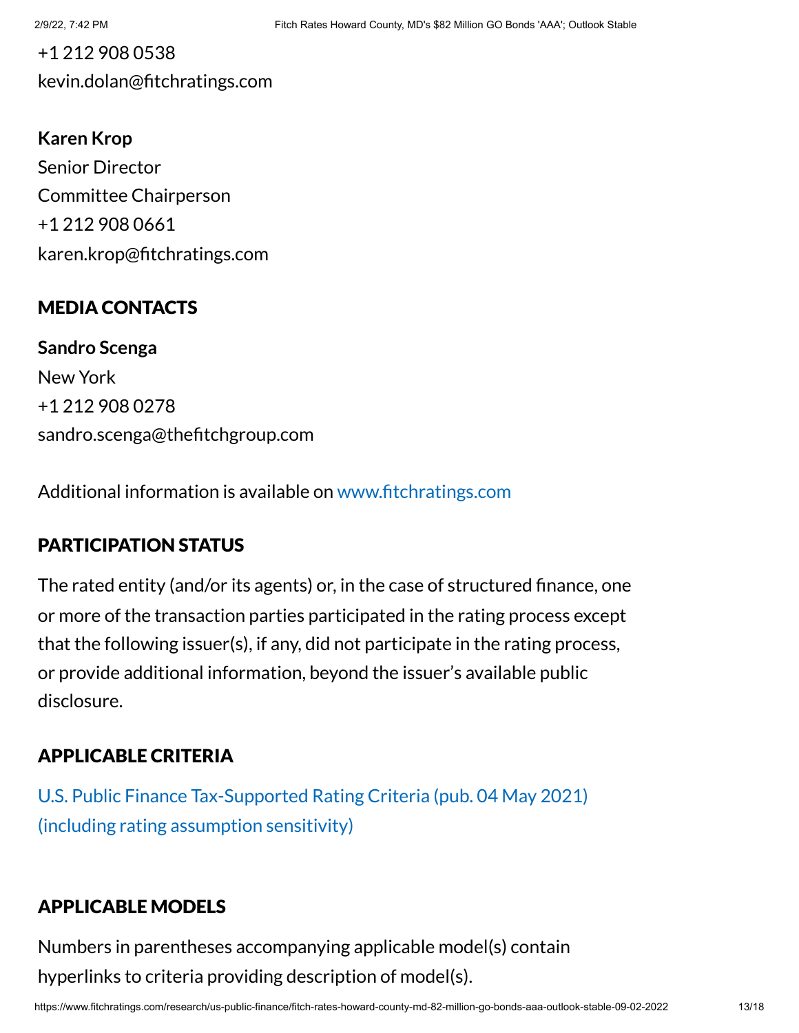+1 212 908 0538
kevin.dolan@fitchratings.com

**Karen Krop**
Senior Director
Committee Chairperson
+1 212 908 0661
karen.krop@fitchratings.com

## MEDIA CONTACTS

**Sandro Scenga**
New York
+1 212 908 0278
sandro.scenga@thefitchgroup.com

Additional information is available on www.fitchratings.com

## PARTICIPATION STATUS

The rated entity (and/or its agents) or, in the case of structured finance, one or more of the transaction parties participated in the rating process except that the following issuer(s), if any, did not participate in the rating process, or provide additional information, beyond the issuer's available public disclosure.

## APPLICABLE CRITERIA

U.S. Public Finance Tax-Supported Rating Criteria (pub. 04 May 2021) (including rating assumption sensitivity)

## APPLICABLE MODELS

Numbers in parentheses accompanying applicable model(s) contain hyperlinks to criteria providing description of model(s).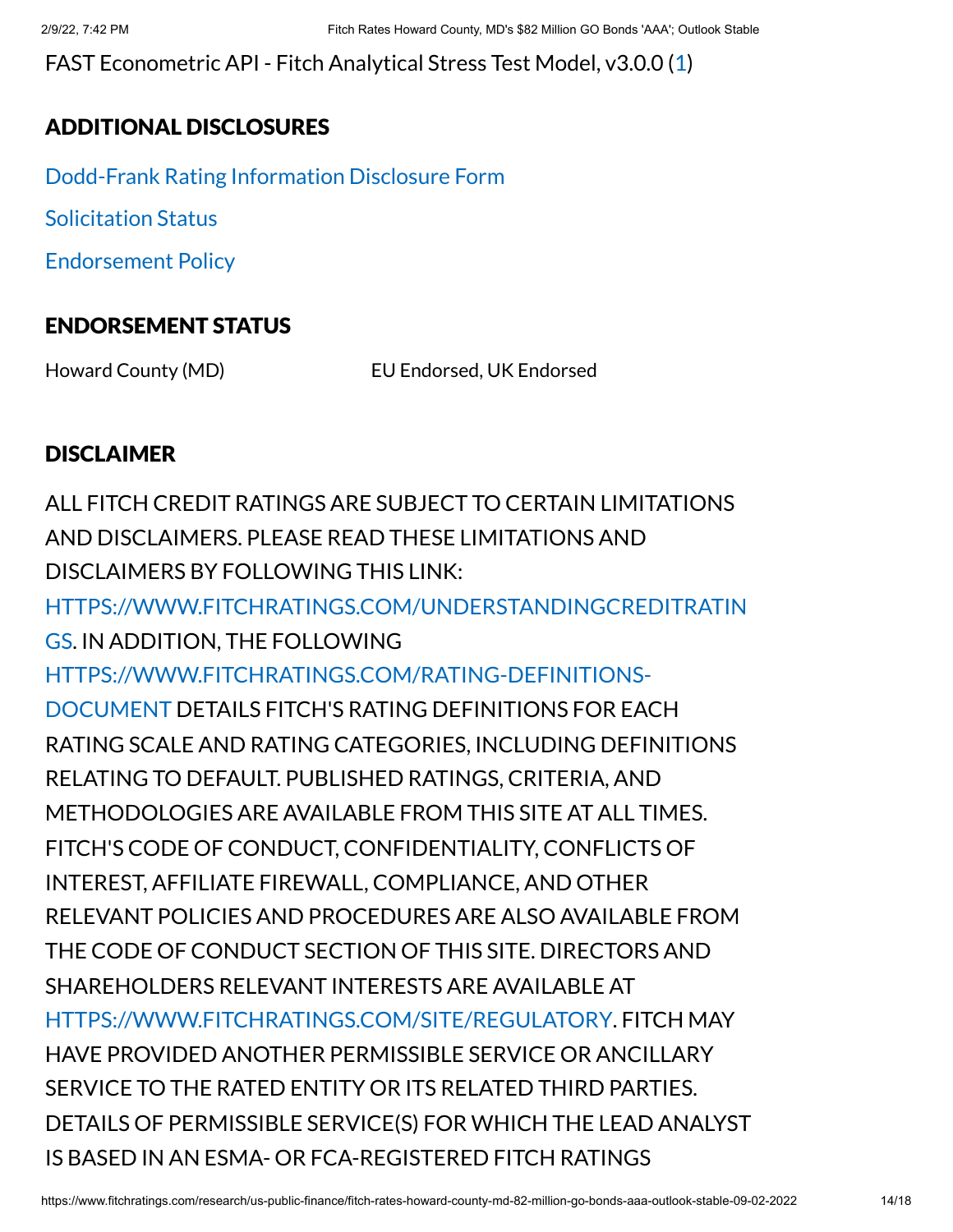FAST Econometric API - Fitch Analytical Stress Test Model, v3.0.0 (1)

## ADDITIONAL DISCLOSURES

Dodd-Frank Rating Information Disclosure Form

Solicitation Status

Endorsement Policy

## ENDORSEMENT STATUS

| Howard County (MD) | EU Endorsed, UK Endorsed |
|---|---|

## DISCLAIMER

ALL FITCH CREDIT RATINGS ARE SUBJECT TO CERTAIN LIMITATIONS AND DISCLAIMERS. PLEASE READ THESE LIMITATIONS AND DISCLAIMERS BY FOLLOWING THIS LINK: HTTPS://WWW.FITCHRATINGS.COM/UNDERSTANDINGCREDITRATINGS. IN ADDITION, THE FOLLOWING HTTPS://WWW.FITCHRATINGS.COM/RATING-DEFINITIONS-DOCUMENT DETAILS FITCH'S RATING DEFINITIONS FOR EACH RATING SCALE AND RATING CATEGORIES, INCLUDING DEFINITIONS RELATING TO DEFAULT. PUBLISHED RATINGS, CRITERIA, AND METHODOLOGIES ARE AVAILABLE FROM THIS SITE AT ALL TIMES. FITCH'S CODE OF CONDUCT, CONFIDENTIALITY, CONFLICTS OF INTEREST, AFFILIATE FIREWALL, COMPLIANCE, AND OTHER RELEVANT POLICIES AND PROCEDURES ARE ALSO AVAILABLE FROM THE CODE OF CONDUCT SECTION OF THIS SITE. DIRECTORS AND SHAREHOLDERS RELEVANT INTERESTS ARE AVAILABLE AT HTTPS://WWW.FITCHRATINGS.COM/SITE/REGULATORY. FITCH MAY HAVE PROVIDED ANOTHER PERMISSIBLE SERVICE OR ANCILLARY SERVICE TO THE RATED ENTITY OR ITS RELATED THIRD PARTIES. DETAILS OF PERMISSIBLE SERVICE(S) FOR WHICH THE LEAD ANALYST IS BASED IN AN ESMA- OR FCA-REGISTERED FITCH RATINGS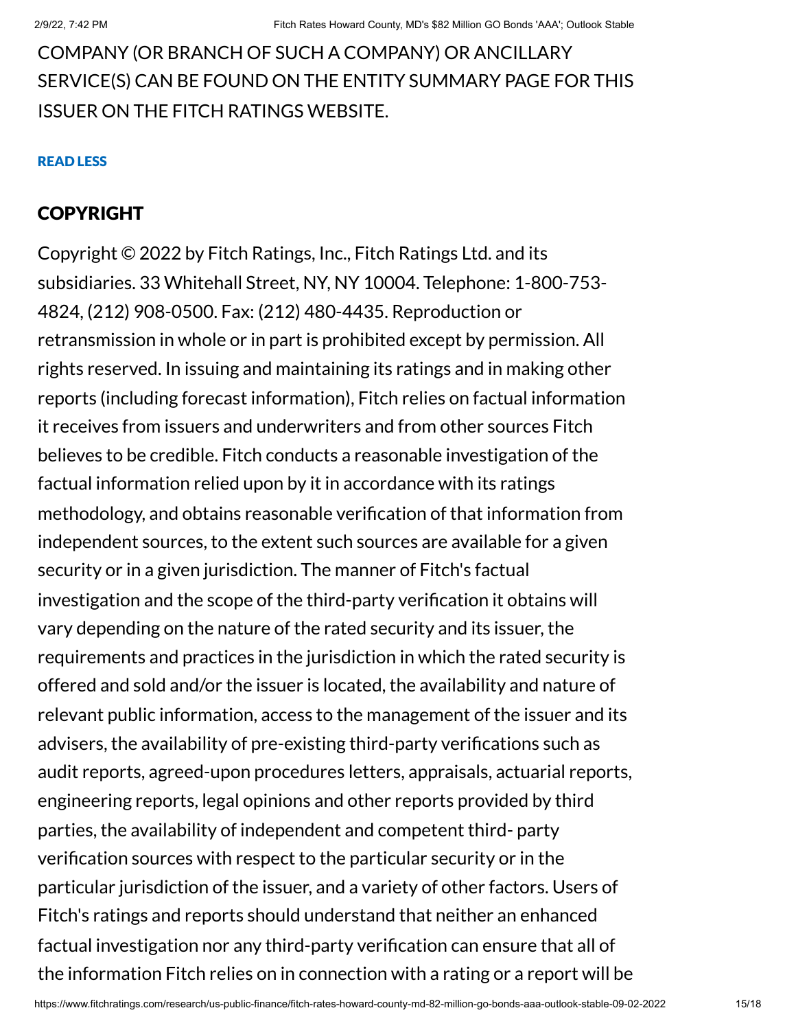COMPANY (OR BRANCH OF SUCH A COMPANY) OR ANCILLARY SERVICE(S) CAN BE FOUND ON THE ENTITY SUMMARY PAGE FOR THIS ISSUER ON THE FITCH RATINGS WEBSITE.

**READ LESS**

## COPYRIGHT

Copyright © 2022 by Fitch Ratings, Inc., Fitch Ratings Ltd. and its subsidiaries. 33 Whitehall Street, NY, NY 10004. Telephone: 1-800-753-4824, (212) 908-0500. Fax: (212) 480-4435. Reproduction or retransmission in whole or in part is prohibited except by permission. All rights reserved. In issuing and maintaining its ratings and in making other reports (including forecast information), Fitch relies on factual information it receives from issuers and underwriters and from other sources Fitch believes to be credible. Fitch conducts a reasonable investigation of the factual information relied upon by it in accordance with its ratings methodology, and obtains reasonable verification of that information from independent sources, to the extent such sources are available for a given security or in a given jurisdiction. The manner of Fitch's factual investigation and the scope of the third-party verification it obtains will vary depending on the nature of the rated security and its issuer, the requirements and practices in the jurisdiction in which the rated security is offered and sold and/or the issuer is located, the availability and nature of relevant public information, access to the management of the issuer and its advisers, the availability of pre-existing third-party verifications such as audit reports, agreed-upon procedures letters, appraisals, actuarial reports, engineering reports, legal opinions and other reports provided by third parties, the availability of independent and competent third- party verification sources with respect to the particular security or in the particular jurisdiction of the issuer, and a variety of other factors. Users of Fitch's ratings and reports should understand that neither an enhanced factual investigation nor any third-party verification can ensure that all of the information Fitch relies on in connection with a rating or a report will be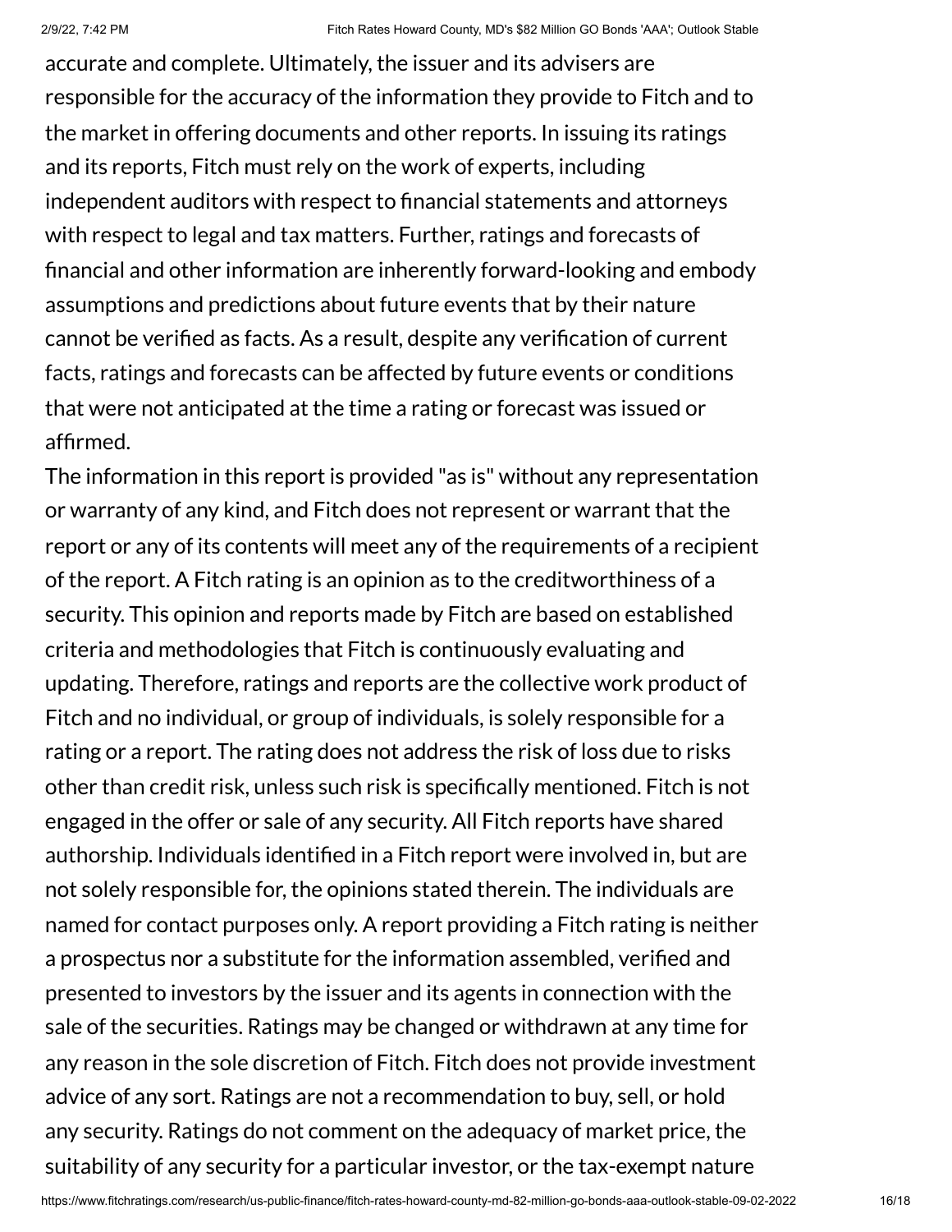accurate and complete. Ultimately, the issuer and its advisers are responsible for the accuracy of the information they provide to Fitch and to the market in offering documents and other reports. In issuing its ratings and its reports, Fitch must rely on the work of experts, including independent auditors with respect to financial statements and attorneys with respect to legal and tax matters. Further, ratings and forecasts of financial and other information are inherently forward-looking and embody assumptions and predictions about future events that by their nature cannot be verified as facts. As a result, despite any verification of current facts, ratings and forecasts can be affected by future events or conditions that were not anticipated at the time a rating or forecast was issued or affirmed.

The information in this report is provided "as is" without any representation or warranty of any kind, and Fitch does not represent or warrant that the report or any of its contents will meet any of the requirements of a recipient of the report. A Fitch rating is an opinion as to the creditworthiness of a security. This opinion and reports made by Fitch are based on established criteria and methodologies that Fitch is continuously evaluating and updating. Therefore, ratings and reports are the collective work product of Fitch and no individual, or group of individuals, is solely responsible for a rating or a report. The rating does not address the risk of loss due to risks other than credit risk, unless such risk is specifically mentioned. Fitch is not engaged in the offer or sale of any security. All Fitch reports have shared authorship. Individuals identified in a Fitch report were involved in, but are not solely responsible for, the opinions stated therein. The individuals are named for contact purposes only. A report providing a Fitch rating is neither a prospectus nor a substitute for the information assembled, verified and presented to investors by the issuer and its agents in connection with the sale of the securities. Ratings may be changed or withdrawn at any time for any reason in the sole discretion of Fitch. Fitch does not provide investment advice of any sort. Ratings are not a recommendation to buy, sell, or hold any security. Ratings do not comment on the adequacy of market price, the suitability of any security for a particular investor, or the tax-exempt nature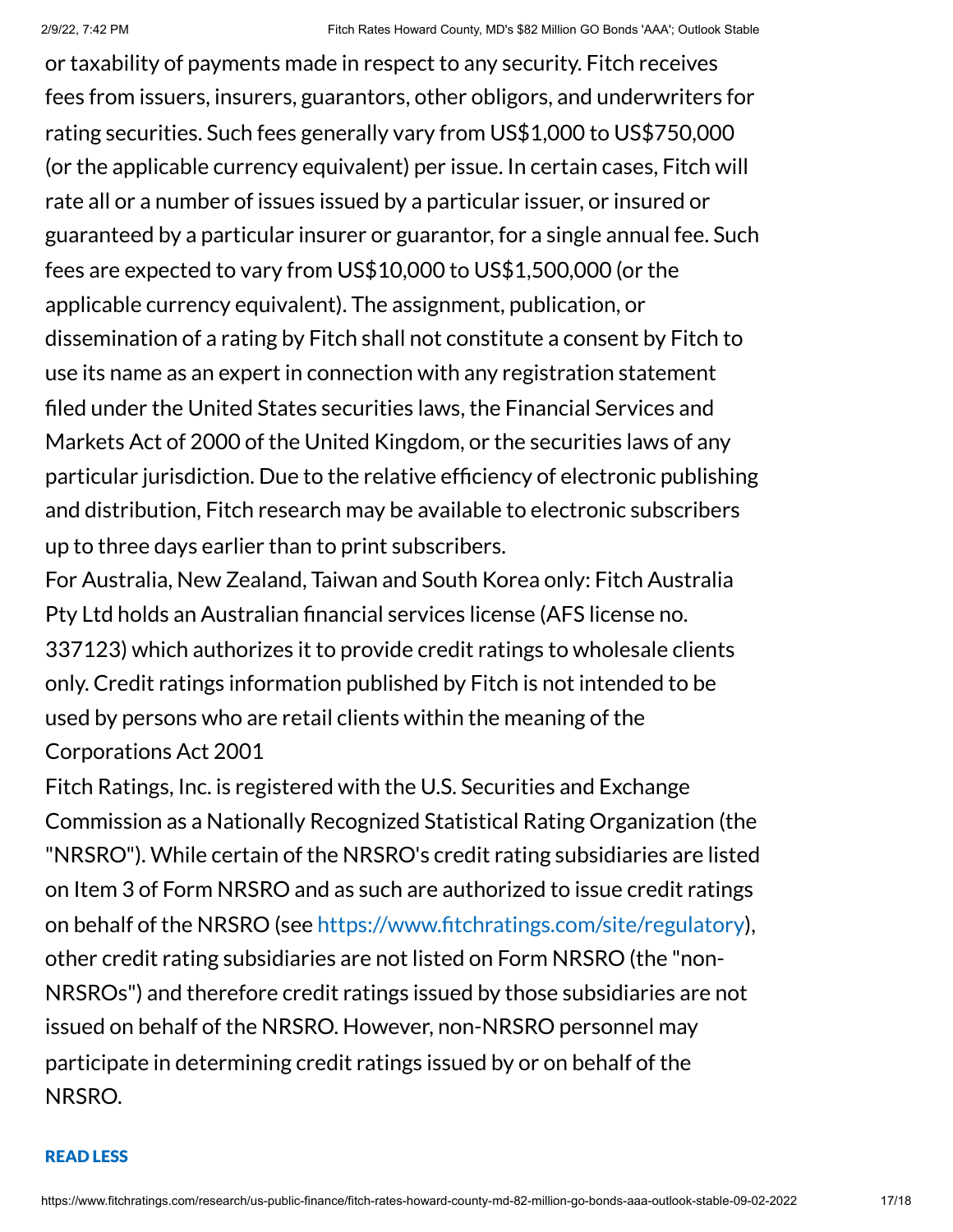or taxability of payments made in respect to any security. Fitch receives fees from issuers, insurers, guarantors, other obligors, and underwriters for rating securities. Such fees generally vary from US$1,000 to US$750,000 (or the applicable currency equivalent) per issue. In certain cases, Fitch will rate all or a number of issues issued by a particular issuer, or insured or guaranteed by a particular insurer or guarantor, for a single annual fee. Such fees are expected to vary from US$10,000 to US$1,500,000 (or the applicable currency equivalent). The assignment, publication, or dissemination of a rating by Fitch shall not constitute a consent by Fitch to use its name as an expert in connection with any registration statement filed under the United States securities laws, the Financial Services and Markets Act of 2000 of the United Kingdom, or the securities laws of any particular jurisdiction. Due to the relative efficiency of electronic publishing and distribution, Fitch research may be available to electronic subscribers up to three days earlier than to print subscribers.

For Australia, New Zealand, Taiwan and South Korea only: Fitch Australia Pty Ltd holds an Australian financial services license (AFS license no. 337123) which authorizes it to provide credit ratings to wholesale clients only. Credit ratings information published by Fitch is not intended to be used by persons who are retail clients within the meaning of the Corporations Act 2001

Fitch Ratings, Inc. is registered with the U.S. Securities and Exchange Commission as a Nationally Recognized Statistical Rating Organization (the "NRSRO"). While certain of the NRSRO's credit rating subsidiaries are listed on Item 3 of Form NRSRO and as such are authorized to issue credit ratings on behalf of the NRSRO (see https://www.fitchratings.com/site/regulatory), other credit rating subsidiaries are not listed on Form NRSRO (the "non-NRSROs") and therefore credit ratings issued by those subsidiaries are not issued on behalf of the NRSRO. However, non-NRSRO personnel may participate in determining credit ratings issued by or on behalf of the NRSRO.

**READ LESS**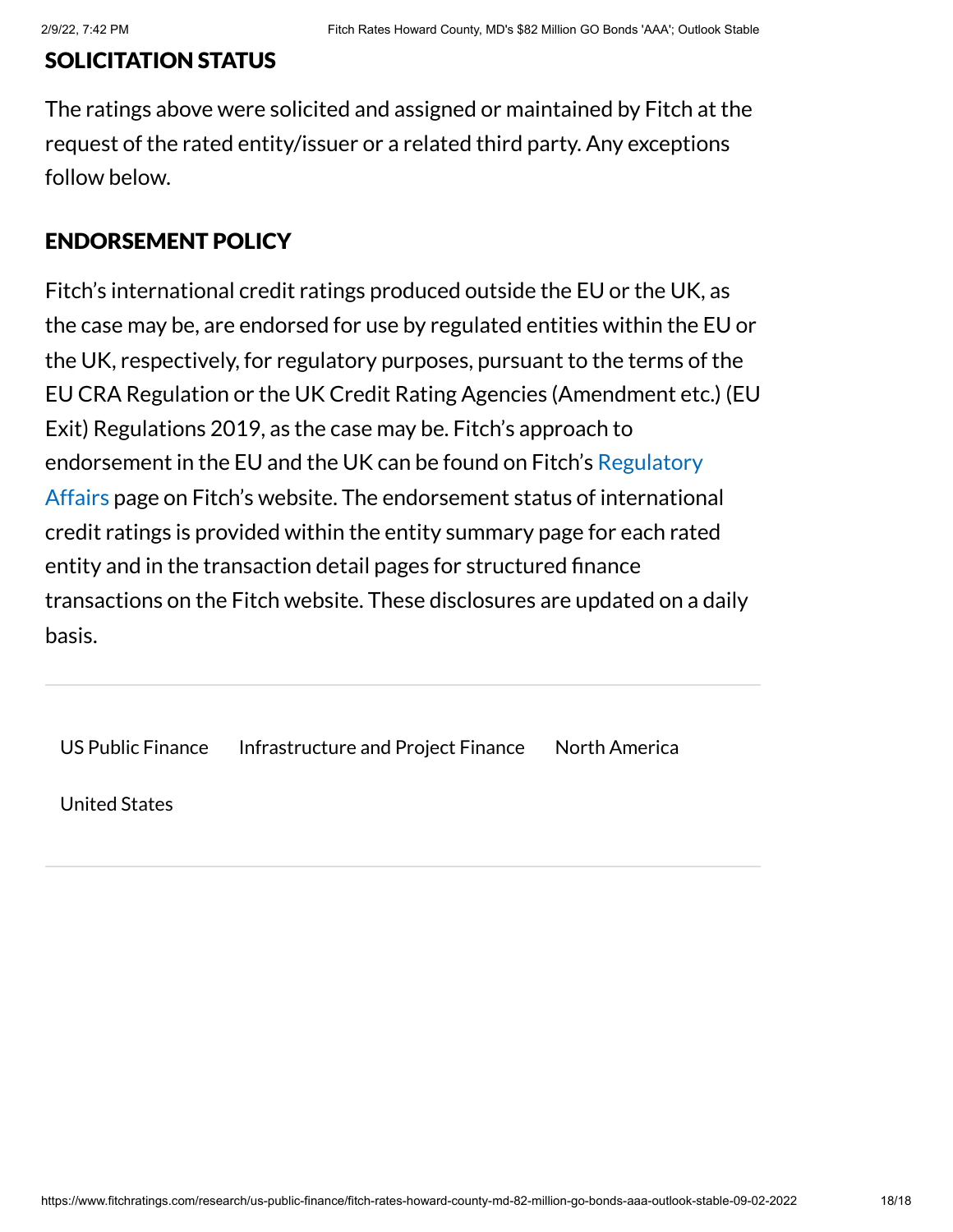## SOLICITATION STATUS

The ratings above were solicited and assigned or maintained by Fitch at the request of the rated entity/issuer or a related third party. Any exceptions follow below.

## ENDORSEMENT POLICY

Fitch's international credit ratings produced outside the EU or the UK, as the case may be, are endorsed for use by regulated entities within the EU or the UK, respectively, for regulatory purposes, pursuant to the terms of the EU CRA Regulation or the UK Credit Rating Agencies (Amendment etc.) (EU Exit) Regulations 2019, as the case may be. Fitch's approach to endorsement in the EU and the UK can be found on Fitch's Regulatory Affairs page on Fitch's website. The endorsement status of international credit ratings is provided within the entity summary page for each rated entity and in the transaction detail pages for structured finance transactions on the Fitch website. These disclosures are updated on a daily basis.

---

US Public Finance    Infrastructure and Project Finance    North America

United States

---